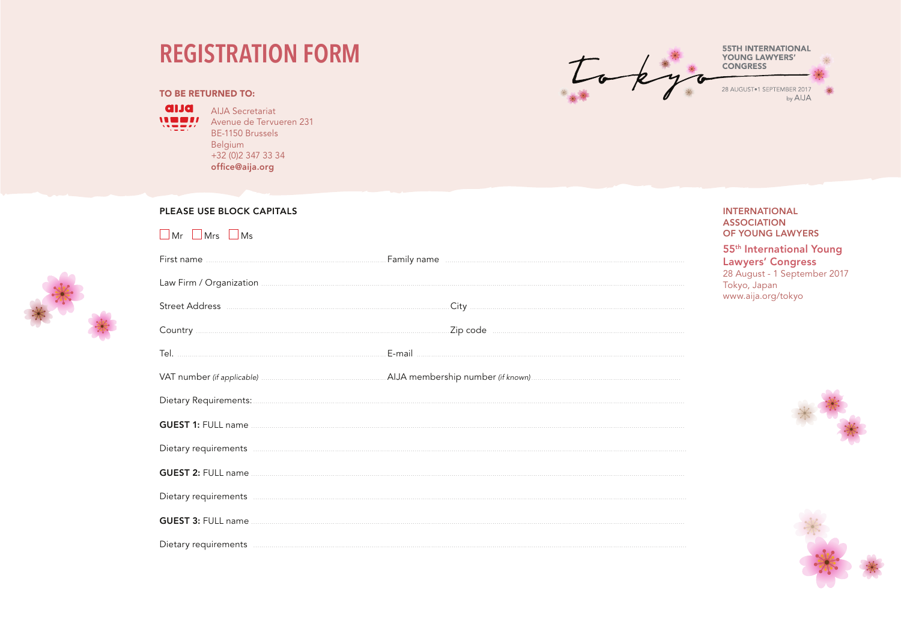# REGISTRATION FORM

**TO BE RETURNED TO:**

AIJA Secretariat
Avenue de Tervueren 231
BE-1150 Brussels
Belgium
+32 (0)2 347 33 34
**office@aija.org**

Tokyo

55TH INTERNATIONAL YOUNG LAWYERS' CONGRESS

28 AUGUST•1 SEPTEMBER 2017
by AIJA

INTERNATIONAL ASSOCIATION OF YOUNG LAWYERS

55th International Young Lawyers' Congress
28 August - 1 September 2017
Tokyo, Japan
www.aija.org/tokyo

PLEASE USE BLOCK CAPITALS

☐ Mr ☐ Mrs ☐ Ms

First name ........................ Family name ........................

Law Firm / Organization ........................

Street Address ........................ City ........................

Country ........................ Zip code ........................

Tel. ........................ E-mail ........................

VAT number *(if applicable)* ........................ AIJA membership number *(if known)* ........................

Dietary Requirements: ........................

**GUEST 1:** FULL name ........................

Dietary requirements ........................

**GUEST 2:** FULL name ........................

Dietary requirements ........................

**GUEST 3:** FULL name ........................

Dietary requirements ........................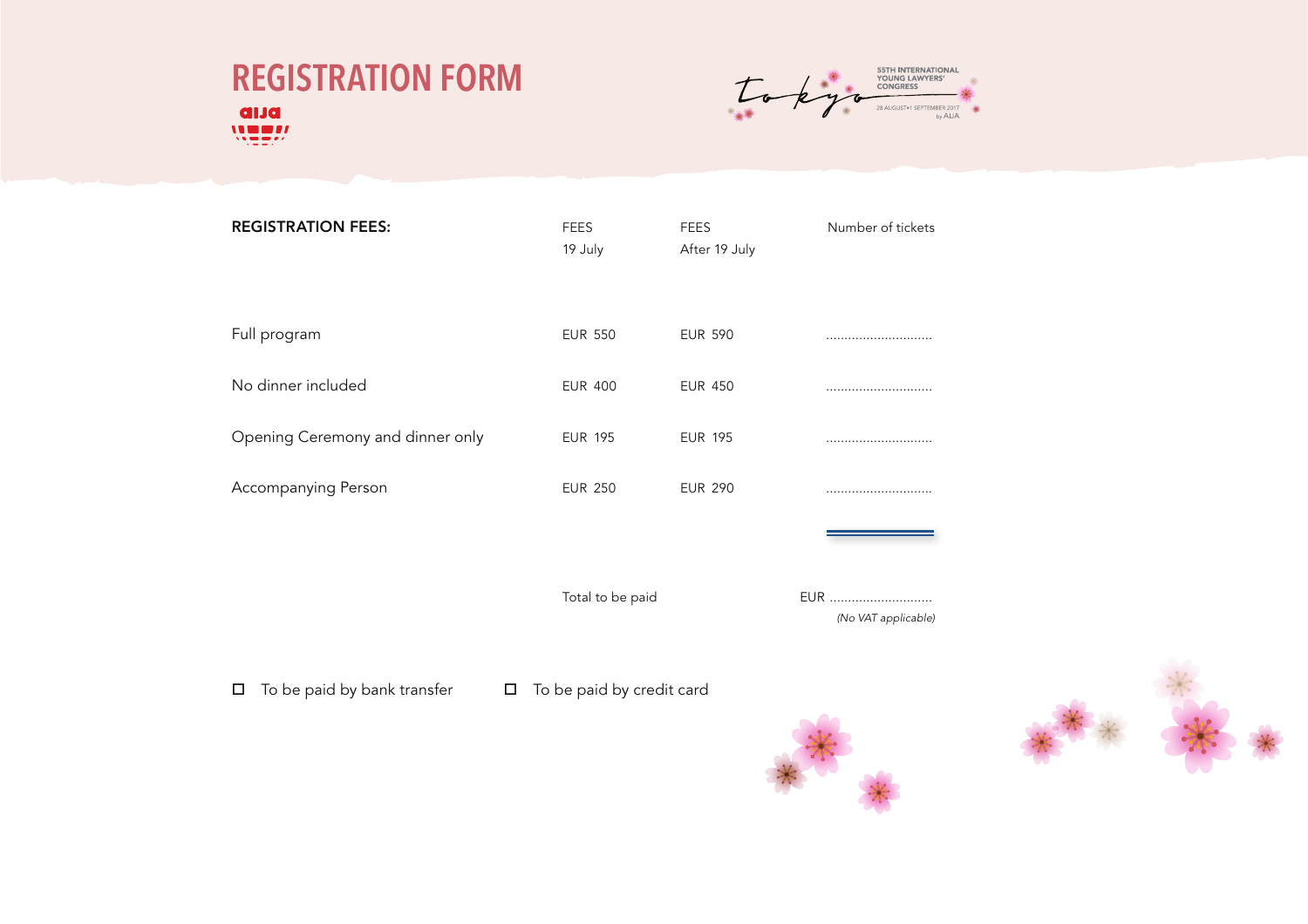# REGISTRATION FORM

aija

Tokyo
55TH INTERNATIONAL YOUNG LAWYERS' CONGRESS
28 AUGUST•1 SEPTEMBER 2017
by AIJA

| REGISTRATION FEES: | FEES 19 July | FEES After 19 July | Number of tickets |
|---|---|---|---|
| Full program | EUR 550 | EUR 590 | ............................ |
| No dinner included | EUR 400 | EUR 450 | ............................ |
| Opening Ceremony and dinner only | EUR 195 | EUR 195 | ............................ |
| Accompanying Person | EUR 250 | EUR 290 | ............................ |

Total to be paid EUR ............................

*(No VAT applicable)*

☐ To be paid by bank transfer ☐ To be paid by credit card